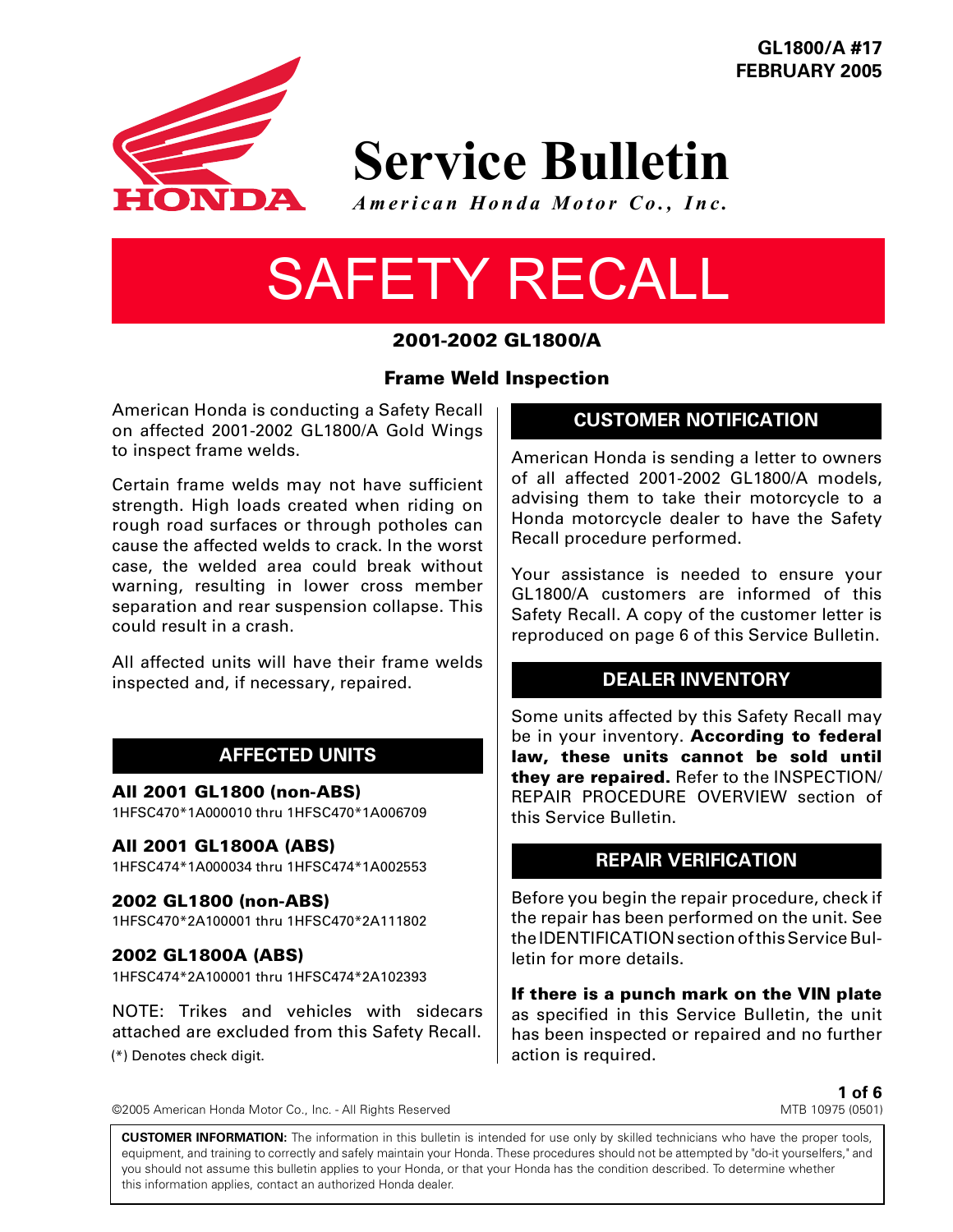GL1800/A #17
FEBRUARY 2005

# Service Bulletin

*American Honda Motor Co., Inc.*

# SAFETY RECALL

## 2001-2002 GL1800/A

## Frame Weld Inspection

American Honda is conducting a Safety Recall on affected 2001-2002 GL1800/A Gold Wings to inspect frame welds.

Certain frame welds may not have sufficient strength. High loads created when riding on rough road surfaces or through potholes can cause the affected welds to crack. In the worst case, the welded area could break without warning, resulting in lower cross member separation and rear suspension collapse. This could result in a crash.

All affected units will have their frame welds inspected and, if necessary, repaired.

### AFFECTED UNITS

**All 2001 GL1800 (non-ABS)**
1HFSC470*1A000010 thru 1HFSC470*1A006709

**All 2001 GL1800A (ABS)**
1HFSC474*1A000034 thru 1HFSC474*1A002553

**2002 GL1800 (non-ABS)**
1HFSC470*2A100001 thru 1HFSC470*2A111802

**2002 GL1800A (ABS)**
1HFSC474*2A100001 thru 1HFSC474*2A102393

NOTE: Trikes and vehicles with sidecars attached are excluded from this Safety Recall.

(*) Denotes check digit.

### CUSTOMER NOTIFICATION

American Honda is sending a letter to owners of all affected 2001-2002 GL1800/A models, advising them to take their motorcycle to a Honda motorcycle dealer to have the Safety Recall procedure performed.

Your assistance is needed to ensure your GL1800/A customers are informed of this Safety Recall. A copy of the customer letter is reproduced on page 6 of this Service Bulletin.

### DEALER INVENTORY

Some units affected by this Safety Recall may be in your inventory. **According to federal law, these units cannot be sold until they are repaired.** Refer to the INSPECTION/REPAIR PROCEDURE OVERVIEW section of this Service Bulletin.

### REPAIR VERIFICATION

Before you begin the repair procedure, check if the repair has been performed on the unit. See the IDENTIFICATION section of this Service Bulletin for more details.

**If there is a punch mark on the VIN plate** as specified in this Service Bulletin, the unit has been inspected or repaired and no further action is required.

©2005 American Honda Motor Co., Inc. - All Rights Reserved

MTB 10975 (0501)

**CUSTOMER INFORMATION:** The information in this bulletin is intended for use only by skilled technicians who have the proper tools, equipment, and training to correctly and safely maintain your Honda. These procedures should not be attempted by "do-it yourselfers," and you should not assume this bulletin applies to your Honda, or that your Honda has the condition described. To determine whether this information applies, contact an authorized Honda dealer.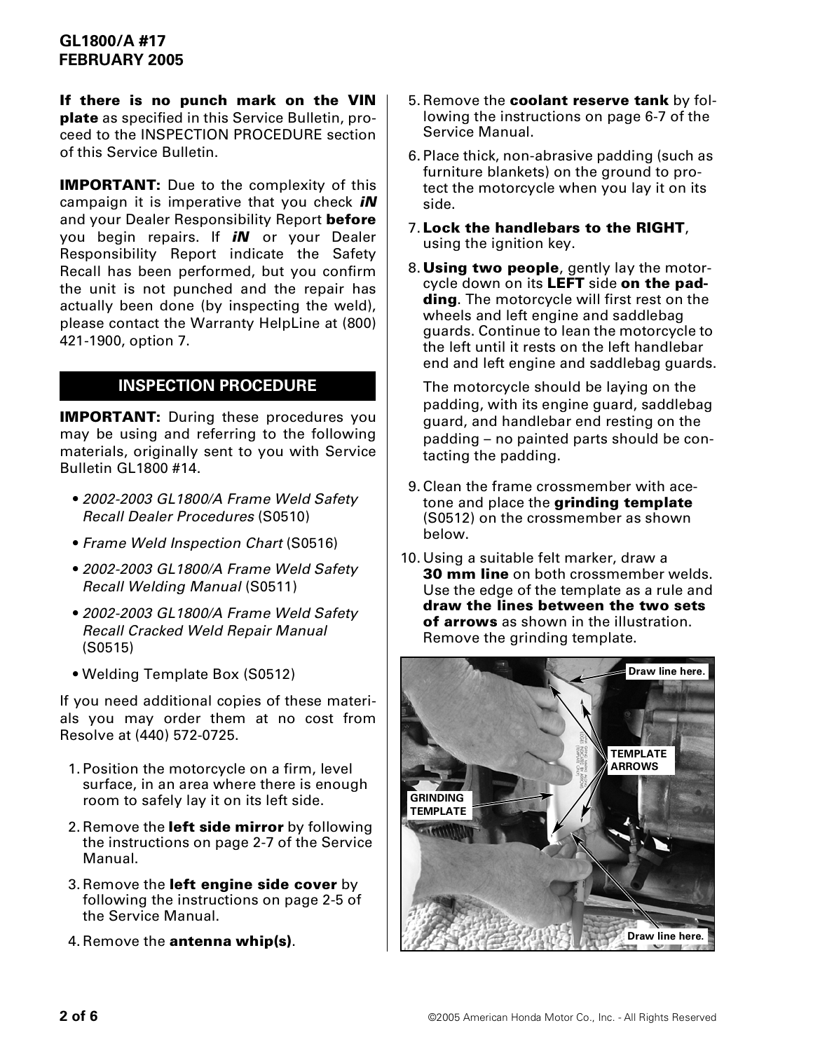**If there is no punch mark on the VIN plate** as specified in this Service Bulletin, proceed to the INSPECTION PROCEDURE section of this Service Bulletin.

**IMPORTANT:** Due to the complexity of this campaign it is imperative that you check ***iN*** and your Dealer Responsibility Report **before** you begin repairs. If ***iN*** or your Dealer Responsibility Report indicate the Safety Recall has been performed, but you confirm the unit is not punched and the repair has actually been done (by inspecting the weld), please contact the Warranty HelpLine at (800) 421-1900, option 7.

## INSPECTION PROCEDURE

**IMPORTANT:** During these procedures you may be using and referring to the following materials, originally sent to you with Service Bulletin GL1800 #14.

- *2002-2003 GL1800/A Frame Weld Safety Recall Dealer Procedures* (S0510)
- *Frame Weld Inspection Chart* (S0516)
- *2002-2003 GL1800/A Frame Weld Safety Recall Welding Manual* (S0511)
- *2002-2003 GL1800/A Frame Weld Safety Recall Cracked Weld Repair Manual* (S0515)
- Welding Template Box (S0512)

If you need additional copies of these materials you may order them at no cost from Resolve at (440) 572-0725.

1. Position the motorcycle on a firm, level surface, in an area where there is enough room to safely lay it on its left side.
2. Remove the **left side mirror** by following the instructions on page 2-7 of the Service Manual.
3. Remove the **left engine side cover** by following the instructions on page 2-5 of the Service Manual.
4. Remove the **antenna whip(s)**.
5. Remove the **coolant reserve tank** by following the instructions on page 6-7 of the Service Manual.
6. Place thick, non-abrasive padding (such as furniture blankets) on the ground to protect the motorcycle when you lay it on its side.
7. **Lock the handlebars to the RIGHT**, using the ignition key.
8. **Using two people**, gently lay the motorcycle down on its **LEFT** side **on the padding**. The motorcycle will first rest on the wheels and left engine and saddlebag guards. Continue to lean the motorcycle to the left until it rests on the left handlebar end and left engine and saddlebag guards.

   The motorcycle should be laying on the padding, with its engine guard, saddlebag guard, and handlebar end resting on the padding – no painted parts should be contacting the padding.
9. Clean the frame crossmember with acetone and place the **grinding template** (S0512) on the crossmember as shown below.
10. Using a suitable felt marker, draw a **30 mm line** on both crossmember welds. Use the edge of the template as a rule and **draw the lines between the two sets of arrows** as shown in the illustration. Remove the grinding template.

Draw line here.

TEMPLATE ARROWS

GRINDING TEMPLATE

Draw line here.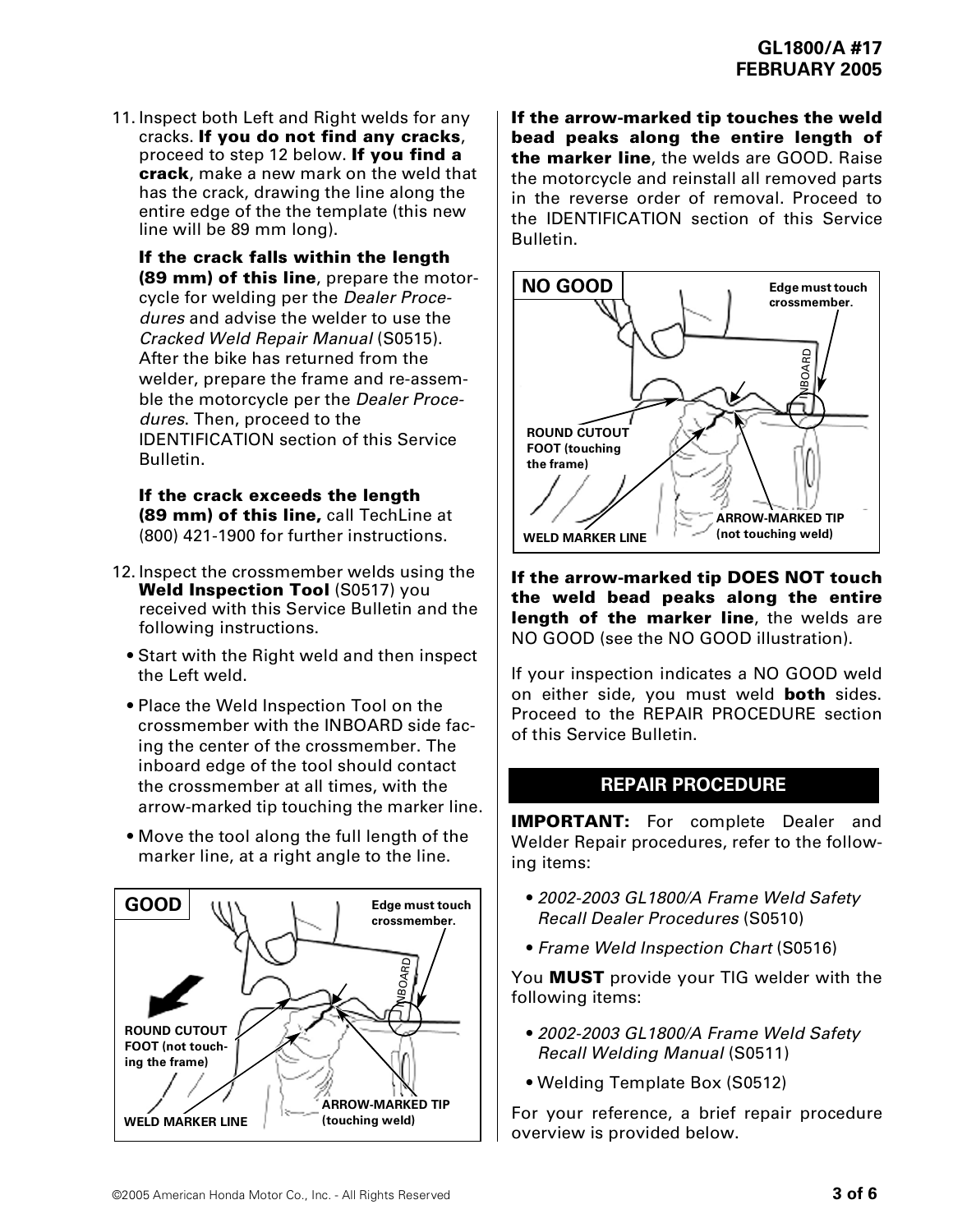11. Inspect both Left and Right welds for any cracks. **If you do not find any cracks**, proceed to step 12 below. **If you find a crack**, make a new mark on the weld that has the crack, drawing the line along the entire edge of the the template (this new line will be 89 mm long).

    **If the crack falls within the length (89 mm) of this line**, prepare the motorcycle for welding per the *Dealer Procedures* and advise the welder to use the *Cracked Weld Repair Manual* (S0515). After the bike has returned from the welder, prepare the frame and re-assemble the motorcycle per the *Dealer Procedures*. Then, proceed to the IDENTIFICATION section of this Service Bulletin.

    **If the crack exceeds the length (89 mm) of this line,** call TechLine at (800) 421-1900 for further instructions.

12. Inspect the crossmember welds using the **Weld Inspection Tool** (S0517) you received with this Service Bulletin and the following instructions.
    - Start with the Right weld and then inspect the Left weld.
    - Place the Weld Inspection Tool on the crossmember with the INBOARD side facing the center of the crossmember. The inboard edge of the tool should contact the crossmember at all times, with the arrow-marked tip touching the marker line.
    - Move the tool along the full length of the marker line, at a right angle to the line.

**GOOD**

Edge must touch crossmember.

ROUND CUTOUT FOOT (not touching the frame)

WELD MARKER LINE

ARROW-MARKED TIP (touching weld)

**If the arrow-marked tip touches the weld bead peaks along the entire length of the marker line**, the welds are GOOD. Raise the motorcycle and reinstall all removed parts in the reverse order of removal. Proceed to the IDENTIFICATION section of this Service Bulletin.

**NO GOOD**

Edge must touch crossmember.

ROUND CUTOUT FOOT (touching the frame)

WELD MARKER LINE

ARROW-MARKED TIP (not touching weld)

**If the arrow-marked tip DOES NOT touch the weld bead peaks along the entire length of the marker line**, the welds are NO GOOD (see the NO GOOD illustration).

If your inspection indicates a NO GOOD weld on either side, you must weld **both** sides. Proceed to the REPAIR PROCEDURE section of this Service Bulletin.

## REPAIR PROCEDURE

**IMPORTANT:** For complete Dealer and Welder Repair procedures, refer to the following items:

- *2002-2003 GL1800/A Frame Weld Safety Recall Dealer Procedures* (S0510)
- *Frame Weld Inspection Chart* (S0516)

You **MUST** provide your TIG welder with the following items:

- *2002-2003 GL1800/A Frame Weld Safety Recall Welding Manual* (S0511)
- Welding Template Box (S0512)

For your reference, a brief repair procedure overview is provided below.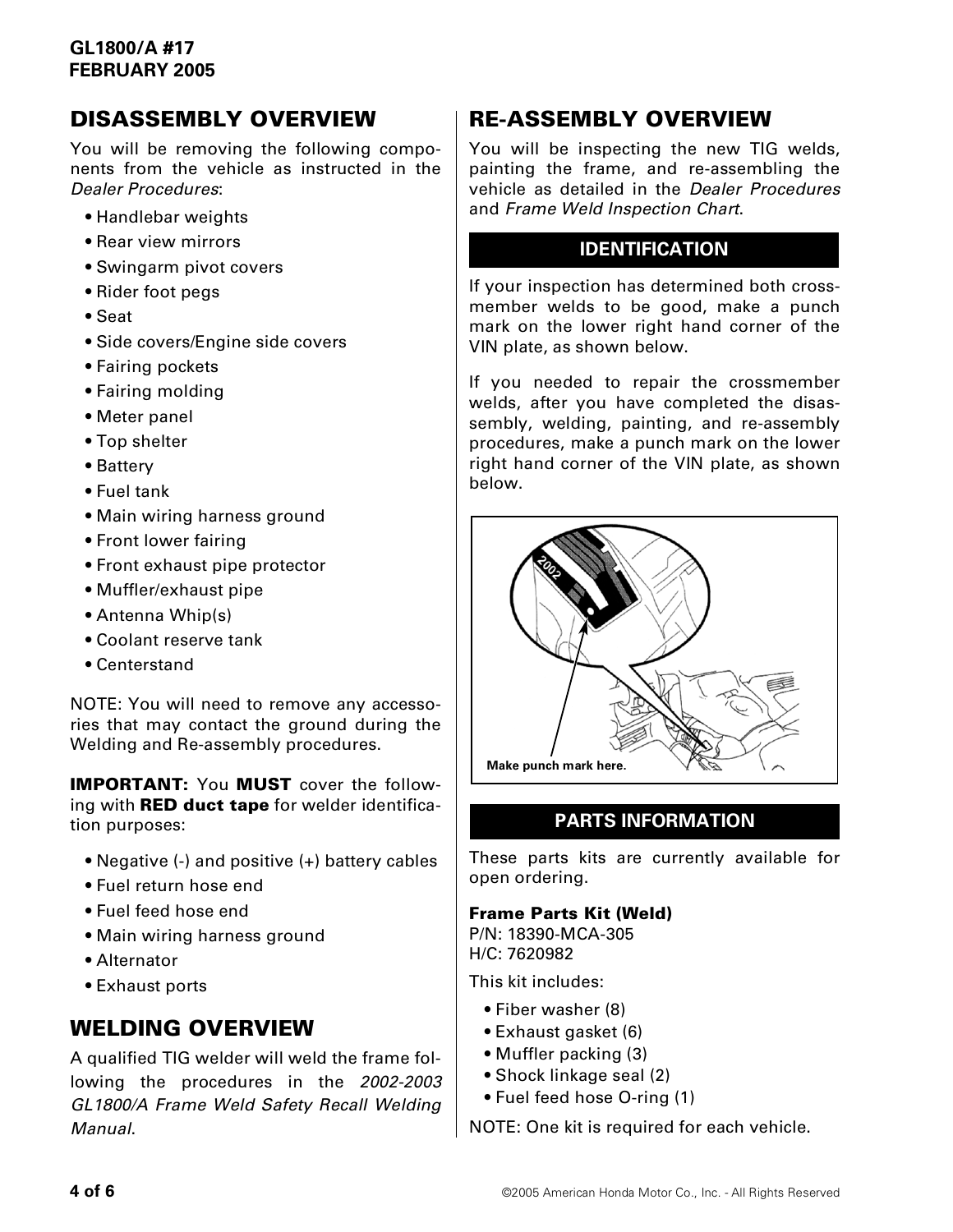## DISASSEMBLY OVERVIEW

You will be removing the following components from the vehicle as instructed in the *Dealer Procedures*:

- Handlebar weights
- Rear view mirrors
- Swingarm pivot covers
- Rider foot pegs
- Seat
- Side covers/Engine side covers
- Fairing pockets
- Fairing molding
- Meter panel
- Top shelter
- Battery
- Fuel tank
- Main wiring harness ground
- Front lower fairing
- Front exhaust pipe protector
- Muffler/exhaust pipe
- Antenna Whip(s)
- Coolant reserve tank
- Centerstand

NOTE: You will need to remove any accessories that may contact the ground during the Welding and Re-assembly procedures.

**IMPORTANT:** You **MUST** cover the following with **RED duct tape** for welder identification purposes:

- Negative (-) and positive (+) battery cables
- Fuel return hose end
- Fuel feed hose end
- Main wiring harness ground
- Alternator
- Exhaust ports

## WELDING OVERVIEW

A qualified TIG welder will weld the frame following the procedures in the *2002-2003 GL1800/A Frame Weld Safety Recall Welding Manual*.

## RE-ASSEMBLY OVERVIEW

You will be inspecting the new TIG welds, painting the frame, and re-assembling the vehicle as detailed in the *Dealer Procedures* and *Frame Weld Inspection Chart*.

### IDENTIFICATION

If your inspection has determined both crossmember welds to be good, make a punch mark on the lower right hand corner of the VIN plate, as shown below.

If you needed to repair the crossmember welds, after you have completed the disassembly, welding, painting, and re-assembly procedures, make a punch mark on the lower right hand corner of the VIN plate, as shown below.

Make punch mark here.

### PARTS INFORMATION

These parts kits are currently available for open ordering.

**Frame Parts Kit (Weld)**
P/N: 18390-MCA-305
H/C: 7620982

This kit includes:

- Fiber washer (8)
- Exhaust gasket (6)
- Muffler packing (3)
- Shock linkage seal (2)
- Fuel feed hose O-ring (1)

NOTE: One kit is required for each vehicle.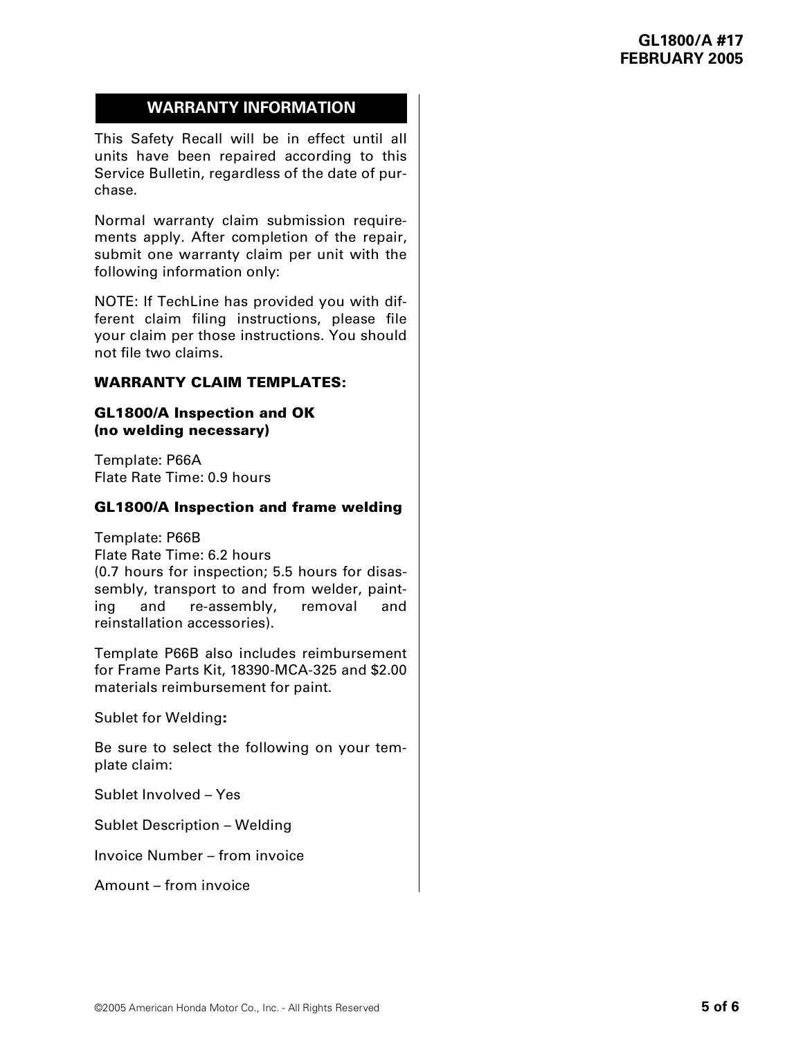## WARRANTY INFORMATION

This Safety Recall will be in effect until all units have been repaired according to this Service Bulletin, regardless of the date of purchase.

Normal warranty claim submission requirements apply. After completion of the repair, submit one warranty claim per unit with the following information only:

NOTE: If TechLine has provided you with different claim filing instructions, please file your claim per those instructions. You should not file two claims.

**WARRANTY CLAIM TEMPLATES:**

**GL1800/A Inspection and OK (no welding necessary)**

Template: P66A
Flate Rate Time: 0.9 hours

**GL1800/A Inspection and frame welding**

Template: P66B
Flate Rate Time: 6.2 hours
(0.7 hours for inspection; 5.5 hours for disassembly, transport to and from welder, painting and re-assembly, removal and reinstallation accessories).

Template P66B also includes reimbursement for Frame Parts Kit, 18390-MCA-325 and $2.00 materials reimbursement for paint.

Sublet for Welding**:**

Be sure to select the following on your template claim:

Sublet Involved – Yes

Sublet Description – Welding

Invoice Number – from invoice

Amount – from invoice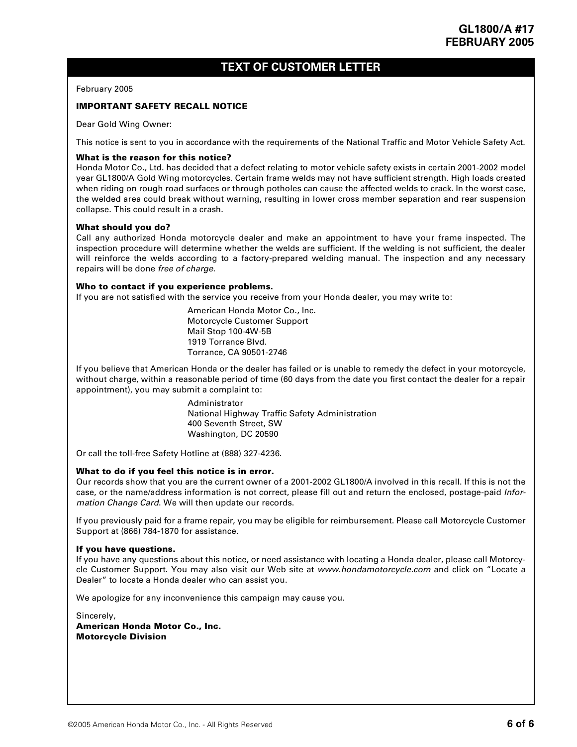## TEXT OF CUSTOMER LETTER

February 2005

**IMPORTANT SAFETY RECALL NOTICE**

Dear Gold Wing Owner:

This notice is sent to you in accordance with the requirements of the National Traffic and Motor Vehicle Safety Act.

**What is the reason for this notice?**
Honda Motor Co., Ltd. has decided that a defect relating to motor vehicle safety exists in certain 2001-2002 model year GL1800/A Gold Wing motorcycles. Certain frame welds may not have sufficient strength. High loads created when riding on rough road surfaces or through potholes can cause the affected welds to crack. In the worst case, the welded area could break without warning, resulting in lower cross member separation and rear suspension collapse. This could result in a crash.

**What should you do?**
Call any authorized Honda motorcycle dealer and make an appointment to have your frame inspected. The inspection procedure will determine whether the welds are sufficient. If the welding is not sufficient, the dealer will reinforce the welds according to a factory-prepared welding manual. The inspection and any necessary repairs will be done *free of charge*.

**Who to contact if you experience problems.**
If you are not satisfied with the service you receive from your Honda dealer, you may write to:

American Honda Motor Co., Inc.
Motorcycle Customer Support
Mail Stop 100-4W-5B
1919 Torrance Blvd.
Torrance, CA 90501-2746

If you believe that American Honda or the dealer has failed or is unable to remedy the defect in your motorcycle, without charge, within a reasonable period of time (60 days from the date you first contact the dealer for a repair appointment), you may submit a complaint to:

Administrator
National Highway Traffic Safety Administration
400 Seventh Street, SW
Washington, DC 20590

Or call the toll-free Safety Hotline at (888) 327-4236.

**What to do if you feel this notice is in error.**
Our records show that you are the current owner of a 2001-2002 GL1800/A involved in this recall. If this is not the case, or the name/address information is not correct, please fill out and return the enclosed, postage-paid *Information Change Card*. We will then update our records.

If you previously paid for a frame repair, you may be eligible for reimbursement. Please call Motorcycle Customer Support at (866) 784-1870 for assistance.

**If you have questions.**
If you have any questions about this notice, or need assistance with locating a Honda dealer, please call Motorcycle Customer Support. You may also visit our Web site at *www.hondamotorcycle.com* and click on "Locate a Dealer" to locate a Honda dealer who can assist you.

We apologize for any inconvenience this campaign may cause you.

Sincerely,
**American Honda Motor Co., Inc.**
**Motorcycle Division**

©2005 American Honda Motor Co., Inc. - All Rights Reserved